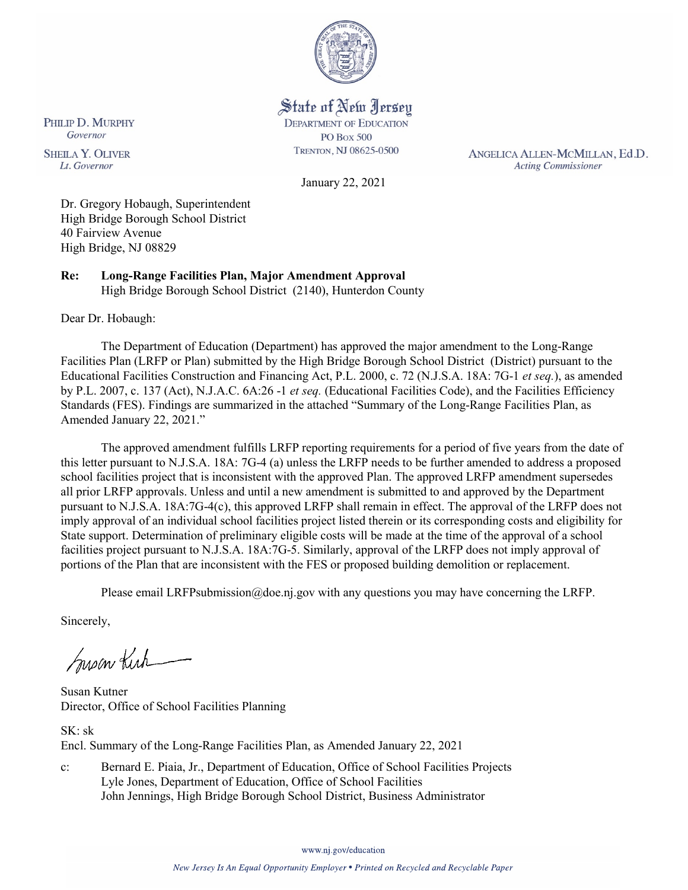State of New Jersey
DEPARTMENT OF EDUCATION
PO BOX 500
TRENTON, NJ 08625-0500

PHILIP D. MURPHY
*Governor*

SHEILA Y. OLIVER
*Lt. Governor*

ANGELICA ALLEN-MCMILLAN, Ed.D.
*Acting Commissioner*

January 22, 2021

Dr. Gregory Hobaugh, Superintendent
High Bridge Borough School District
40 Fairview Avenue
High Bridge, NJ 08829

**Re: Long-Range Facilities Plan, Major Amendment Approval**
High Bridge Borough School District (2140), Hunterdon County

Dear Dr. Hobaugh:

The Department of Education (Department) has approved the major amendment to the Long-Range Facilities Plan (LRFP or Plan) submitted by the High Bridge Borough School District (District) pursuant to the Educational Facilities Construction and Financing Act, P.L. 2000, c. 72 (N.J.S.A. 18A: 7G-1 *et seq.*), as amended by P.L. 2007, c. 137 (Act), N.J.A.C. 6A:26 -1 *et seq.* (Educational Facilities Code), and the Facilities Efficiency Standards (FES). Findings are summarized in the attached "Summary of the Long-Range Facilities Plan, as Amended January 22, 2021."

The approved amendment fulfills LRFP reporting requirements for a period of five years from the date of this letter pursuant to N.J.S.A. 18A: 7G-4 (a) unless the LRFP needs to be further amended to address a proposed school facilities project that is inconsistent with the approved Plan. The approved LRFP amendment supersedes all prior LRFP approvals. Unless and until a new amendment is submitted to and approved by the Department pursuant to N.J.S.A. 18A:7G-4(c), this approved LRFP shall remain in effect. The approval of the LRFP does not imply approval of an individual school facilities project listed therein or its corresponding costs and eligibility for State support. Determination of preliminary eligible costs will be made at the time of the approval of a school facilities project pursuant to N.J.S.A. 18A:7G-5. Similarly, approval of the LRFP does not imply approval of portions of the Plan that are inconsistent with the FES or proposed building demolition or replacement.

Please email LRFPsubmission@doe.nj.gov with any questions you may have concerning the LRFP.

Sincerely,

Susan Kutner
Director, Office of School Facilities Planning

SK: sk
Encl. Summary of the Long-Range Facilities Plan, as Amended January 22, 2021

c: Bernard E. Piaia, Jr., Department of Education, Office of School Facilities Projects
Lyle Jones, Department of Education, Office of School Facilities
John Jennings, High Bridge Borough School District, Business Administrator

www.nj.gov/education

*New Jersey Is An Equal Opportunity Employer • Printed on Recycled and Recyclable Paper*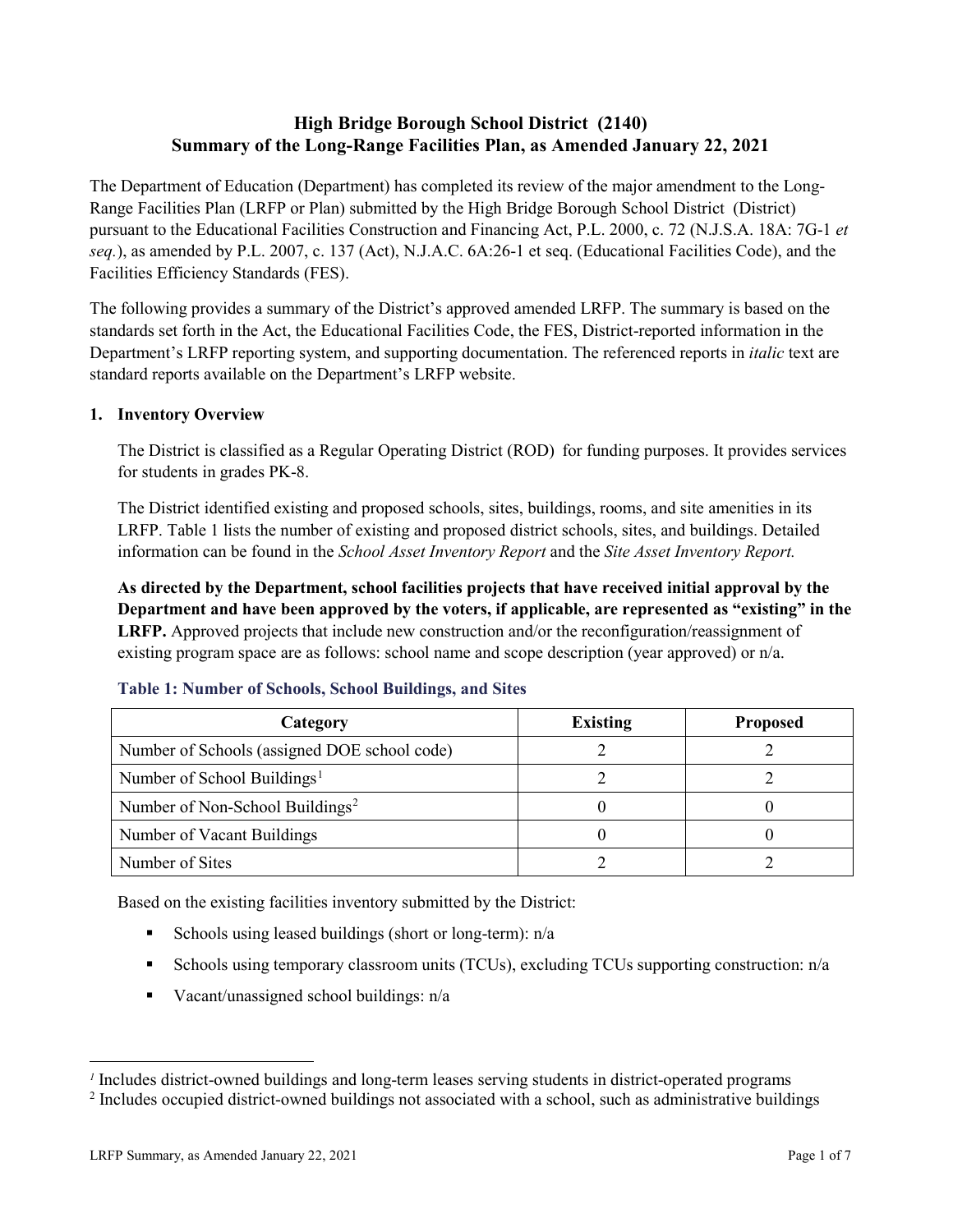# High Bridge Borough School District (2140)
# Summary of the Long-Range Facilities Plan, as Amended January 22, 2021

The Department of Education (Department) has completed its review of the major amendment to the Long-Range Facilities Plan (LRFP or Plan) submitted by the High Bridge Borough School District (District) pursuant to the Educational Facilities Construction and Financing Act, P.L. 2000, c. 72 (N.J.S.A. 18A: 7G-1 *et seq.*), as amended by P.L. 2007, c. 137 (Act), N.J.A.C. 6A:26-1 et seq. (Educational Facilities Code), and the Facilities Efficiency Standards (FES).

The following provides a summary of the District's approved amended LRFP. The summary is based on the standards set forth in the Act, the Educational Facilities Code, the FES, District-reported information in the Department's LRFP reporting system, and supporting documentation. The referenced reports in *italic* text are standard reports available on the Department's LRFP website.

## 1. Inventory Overview

The District is classified as a Regular Operating District (ROD) for funding purposes. It provides services for students in grades PK-8.

The District identified existing and proposed schools, sites, buildings, rooms, and site amenities in its LRFP. Table 1 lists the number of existing and proposed district schools, sites, and buildings. Detailed information can be found in the *School Asset Inventory Report* and the *Site Asset Inventory Report.*

**As directed by the Department, school facilities projects that have received initial approval by the Department and have been approved by the voters, if applicable, are represented as "existing" in the LRFP.** Approved projects that include new construction and/or the reconfiguration/reassignment of existing program space are as follows: school name and scope description (year approved) or n/a.

### Table 1: Number of Schools, School Buildings, and Sites

| Category | Existing | Proposed |
|---|---|---|
| Number of Schools (assigned DOE school code) | 2 | 2 |
| Number of School Buildings[1] | 2 | 2 |
| Number of Non-School Buildings[2] | 0 | 0 |
| Number of Vacant Buildings | 0 | 0 |
| Number of Sites | 2 | 2 |

Based on the existing facilities inventory submitted by the District:

- Schools using leased buildings (short or long-term): n/a
- Schools using temporary classroom units (TCUs), excluding TCUs supporting construction: n/a
- Vacant/unassigned school buildings: n/a

[1] Includes district-owned buildings and long-term leases serving students in district-operated programs

[2] Includes occupied district-owned buildings not associated with a school, such as administrative buildings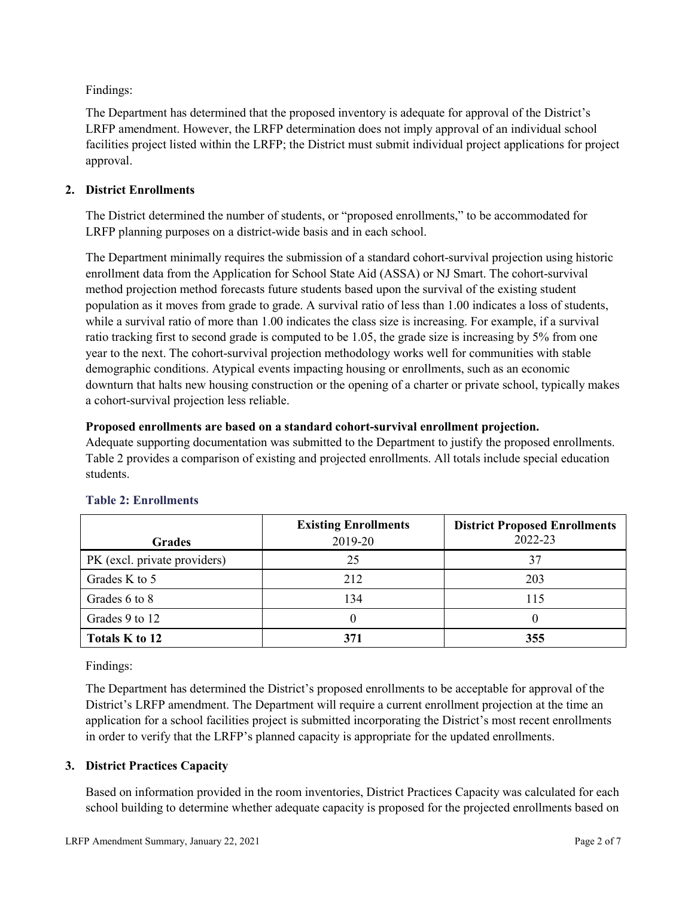Findings:

The Department has determined that the proposed inventory is adequate for approval of the District's LRFP amendment. However, the LRFP determination does not imply approval of an individual school facilities project listed within the LRFP; the District must submit individual project applications for project approval.

## 2. District Enrollments

The District determined the number of students, or "proposed enrollments," to be accommodated for LRFP planning purposes on a district-wide basis and in each school.

The Department minimally requires the submission of a standard cohort-survival projection using historic enrollment data from the Application for School State Aid (ASSA) or NJ Smart. The cohort-survival method projection method forecasts future students based upon the survival of the existing student population as it moves from grade to grade. A survival ratio of less than 1.00 indicates a loss of students, while a survival ratio of more than 1.00 indicates the class size is increasing. For example, if a survival ratio tracking first to second grade is computed to be 1.05, the grade size is increasing by 5% from one year to the next. The cohort-survival projection methodology works well for communities with stable demographic conditions. Atypical events impacting housing or enrollments, such as an economic downturn that halts new housing construction or the opening of a charter or private school, typically makes a cohort-survival projection less reliable.

**Proposed enrollments are based on a standard cohort-survival enrollment projection.**
Adequate supporting documentation was submitted to the Department to justify the proposed enrollments. Table 2 provides a comparison of existing and projected enrollments. All totals include special education students.

### Table 2: Enrollments

| Grades | Existing Enrollments 2019-20 | District Proposed Enrollments 2022-23 |
|---|---|---|
| PK (excl. private providers) | 25 | 37 |
| Grades K to 5 | 212 | 203 |
| Grades 6 to 8 | 134 | 115 |
| Grades 9 to 12 | 0 | 0 |
| **Totals K to 12** | **371** | **355** |

Findings:

The Department has determined the District's proposed enrollments to be acceptable for approval of the District's LRFP amendment. The Department will require a current enrollment projection at the time an application for a school facilities project is submitted incorporating the District's most recent enrollments in order to verify that the LRFP's planned capacity is appropriate for the updated enrollments.

## 3. District Practices Capacity

Based on information provided in the room inventories, District Practices Capacity was calculated for each school building to determine whether adequate capacity is proposed for the projected enrollments based on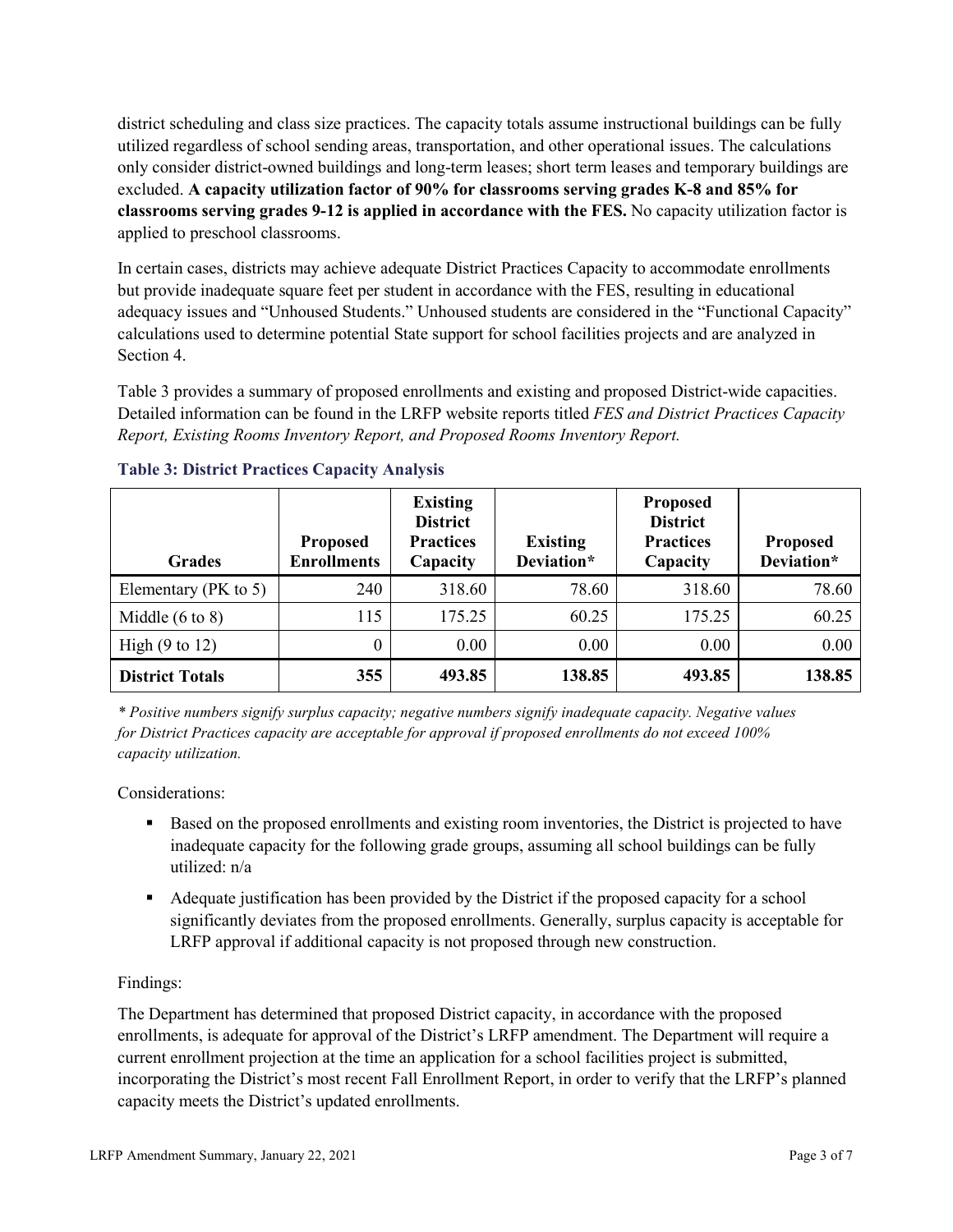district scheduling and class size practices. The capacity totals assume instructional buildings can be fully utilized regardless of school sending areas, transportation, and other operational issues. The calculations only consider district-owned buildings and long-term leases; short term leases and temporary buildings are excluded. **A capacity utilization factor of 90% for classrooms serving grades K-8 and 85% for classrooms serving grades 9-12 is applied in accordance with the FES.** No capacity utilization factor is applied to preschool classrooms.

In certain cases, districts may achieve adequate District Practices Capacity to accommodate enrollments but provide inadequate square feet per student in accordance with the FES, resulting in educational adequacy issues and "Unhoused Students." Unhoused students are considered in the "Functional Capacity" calculations used to determine potential State support for school facilities projects and are analyzed in Section 4.

Table 3 provides a summary of proposed enrollments and existing and proposed District-wide capacities. Detailed information can be found in the LRFP website reports titled *FES and District Practices Capacity Report, Existing Rooms Inventory Report, and Proposed Rooms Inventory Report.*

### Table 3: District Practices Capacity Analysis

| Grades | Proposed Enrollments | Existing District Practices Capacity | Existing Deviation* | Proposed District Practices Capacity | Proposed Deviation* |
|---|---|---|---|---|---|
| Elementary (PK to 5) | 240 | 318.60 | 78.60 | 318.60 | 78.60 |
| Middle (6 to 8) | 115 | 175.25 | 60.25 | 175.25 | 60.25 |
| High (9 to 12) | 0 | 0.00 | 0.00 | 0.00 | 0.00 |
| **District Totals** | **355** | **493.85** | **138.85** | **493.85** | **138.85** |

*\* Positive numbers signify surplus capacity; negative numbers signify inadequate capacity. Negative values for District Practices capacity are acceptable for approval if proposed enrollments do not exceed 100% capacity utilization.*

Considerations:

- Based on the proposed enrollments and existing room inventories, the District is projected to have inadequate capacity for the following grade groups, assuming all school buildings can be fully utilized: n/a
- Adequate justification has been provided by the District if the proposed capacity for a school significantly deviates from the proposed enrollments. Generally, surplus capacity is acceptable for LRFP approval if additional capacity is not proposed through new construction.

Findings:

The Department has determined that proposed District capacity, in accordance with the proposed enrollments, is adequate for approval of the District's LRFP amendment. The Department will require a current enrollment projection at the time an application for a school facilities project is submitted, incorporating the District's most recent Fall Enrollment Report, in order to verify that the LRFP's planned capacity meets the District's updated enrollments.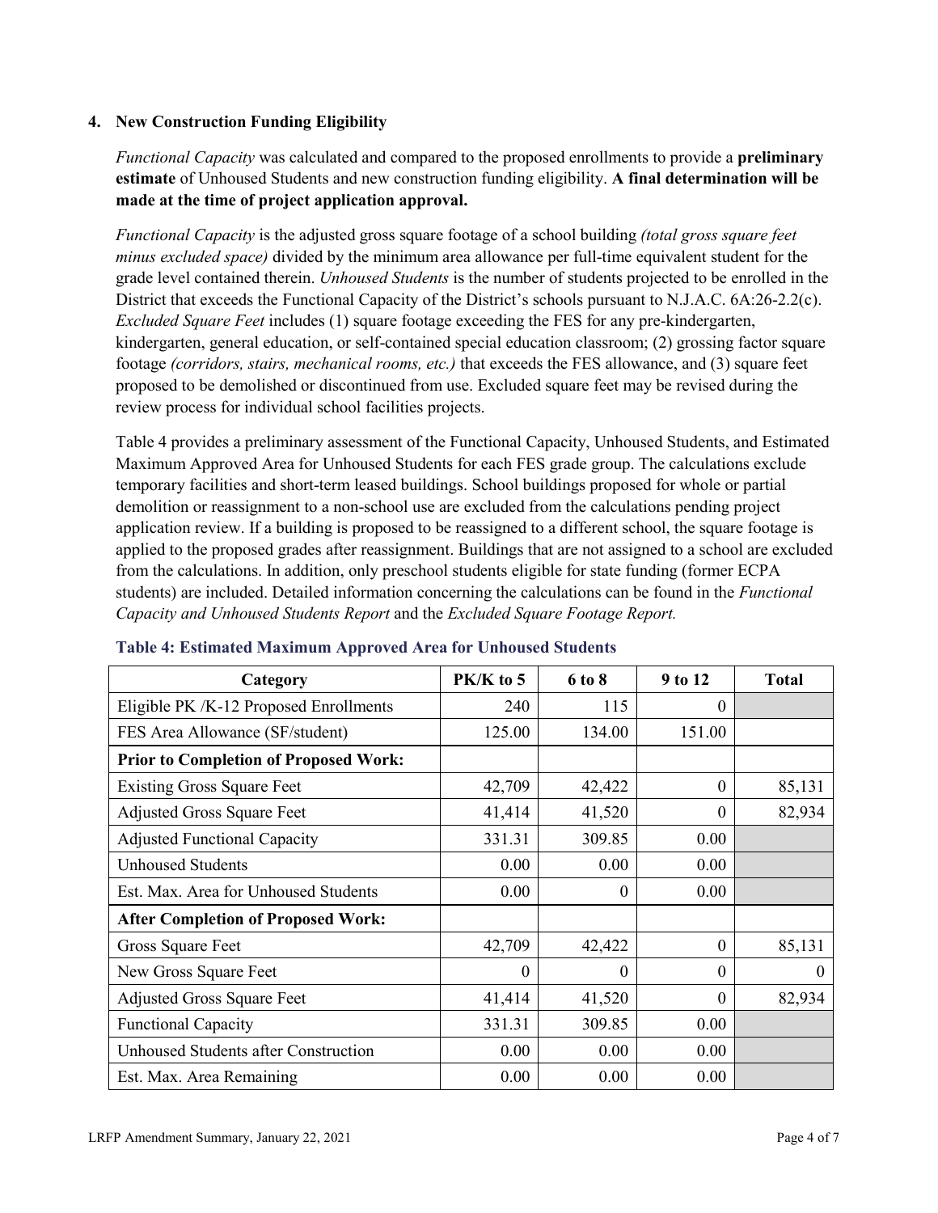### 4. New Construction Funding Eligibility

*Functional Capacity* was calculated and compared to the proposed enrollments to provide a **preliminary estimate** of Unhoused Students and new construction funding eligibility. **A final determination will be made at the time of project application approval.**

*Functional Capacity* is the adjusted gross square footage of a school building *(total gross square feet minus excluded space)* divided by the minimum area allowance per full-time equivalent student for the grade level contained therein. *Unhoused Students* is the number of students projected to be enrolled in the District that exceeds the Functional Capacity of the District's schools pursuant to N.J.A.C. 6A:26-2.2(c). *Excluded Square Feet* includes (1) square footage exceeding the FES for any pre-kindergarten, kindergarten, general education, or self-contained special education classroom; (2) grossing factor square footage *(corridors, stairs, mechanical rooms, etc.)* that exceeds the FES allowance, and (3) square feet proposed to be demolished or discontinued from use. Excluded square feet may be revised during the review process for individual school facilities projects.

Table 4 provides a preliminary assessment of the Functional Capacity, Unhoused Students, and Estimated Maximum Approved Area for Unhoused Students for each FES grade group. The calculations exclude temporary facilities and short-term leased buildings. School buildings proposed for whole or partial demolition or reassignment to a non-school use are excluded from the calculations pending project application review. If a building is proposed to be reassigned to a different school, the square footage is applied to the proposed grades after reassignment. Buildings that are not assigned to a school are excluded from the calculations. In addition, only preschool students eligible for state funding (former ECPA students) are included. Detailed information concerning the calculations can be found in the *Functional Capacity and Unhoused Students Report* and the *Excluded Square Footage Report.*

**Table 4: Estimated Maximum Approved Area for Unhoused Students**

| Category | PK/K to 5 | 6 to 8 | 9 to 12 | Total |
|---|---|---|---|---|
| Eligible PK /K-12 Proposed Enrollments | 240 | 115 | 0 | |
| FES Area Allowance (SF/student) | 125.00 | 134.00 | 151.00 | |
| **Prior to Completion of Proposed Work:** | | | | |
| Existing Gross Square Feet | 42,709 | 42,422 | 0 | 85,131 |
| Adjusted Gross Square Feet | 41,414 | 41,520 | 0 | 82,934 |
| Adjusted Functional Capacity | 331.31 | 309.85 | 0.00 | |
| Unhoused Students | 0.00 | 0.00 | 0.00 | |
| Est. Max. Area for Unhoused Students | 0.00 | 0 | 0.00 | |
| **After Completion of Proposed Work:** | | | | |
| Gross Square Feet | 42,709 | 42,422 | 0 | 85,131 |
| New Gross Square Feet | 0 | 0 | 0 | 0 |
| Adjusted Gross Square Feet | 41,414 | 41,520 | 0 | 82,934 |
| Functional Capacity | 331.31 | 309.85 | 0.00 | |
| Unhoused Students after Construction | 0.00 | 0.00 | 0.00 | |
| Est. Max. Area Remaining | 0.00 | 0.00 | 0.00 | |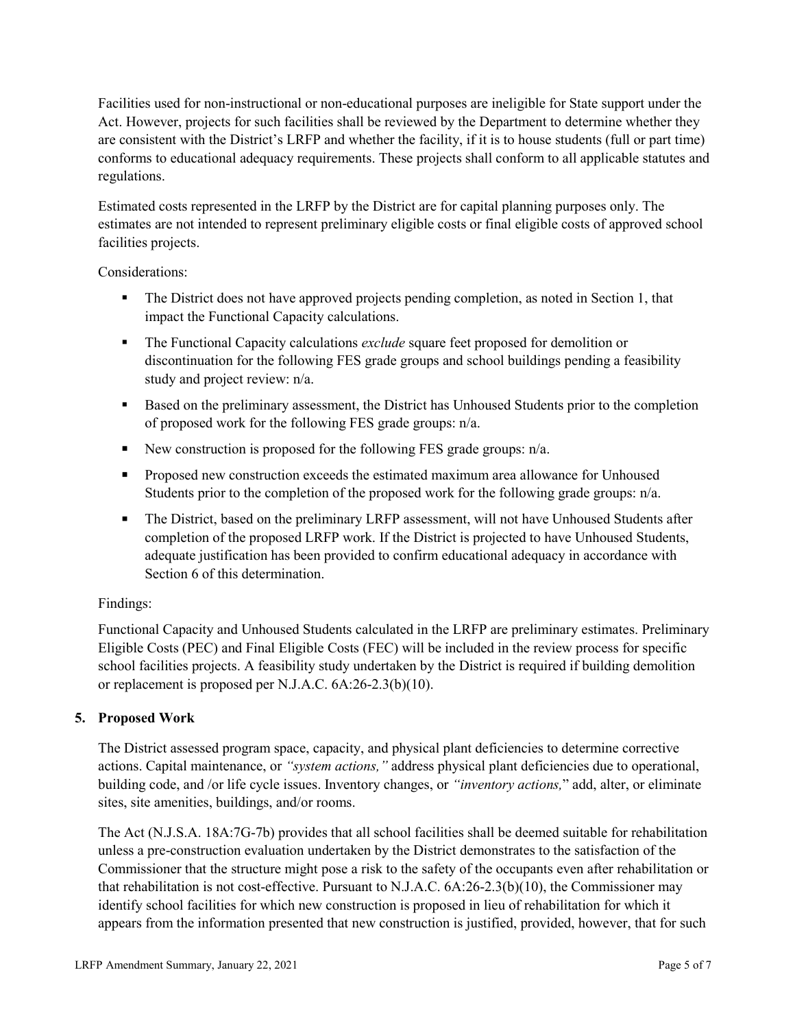Facilities used for non-instructional or non-educational purposes are ineligible for State support under the Act. However, projects for such facilities shall be reviewed by the Department to determine whether they are consistent with the District's LRFP and whether the facility, if it is to house students (full or part time) conforms to educational adequacy requirements. These projects shall conform to all applicable statutes and regulations.

Estimated costs represented in the LRFP by the District are for capital planning purposes only. The estimates are not intended to represent preliminary eligible costs or final eligible costs of approved school facilities projects.

Considerations:

- The District does not have approved projects pending completion, as noted in Section 1, that impact the Functional Capacity calculations.
- The Functional Capacity calculations *exclude* square feet proposed for demolition or discontinuation for the following FES grade groups and school buildings pending a feasibility study and project review: n/a.
- Based on the preliminary assessment, the District has Unhoused Students prior to the completion of proposed work for the following FES grade groups: n/a.
- New construction is proposed for the following FES grade groups: n/a.
- Proposed new construction exceeds the estimated maximum area allowance for Unhoused Students prior to the completion of the proposed work for the following grade groups: n/a.
- The District, based on the preliminary LRFP assessment, will not have Unhoused Students after completion of the proposed LRFP work. If the District is projected to have Unhoused Students, adequate justification has been provided to confirm educational adequacy in accordance with Section 6 of this determination.

Findings:

Functional Capacity and Unhoused Students calculated in the LRFP are preliminary estimates. Preliminary Eligible Costs (PEC) and Final Eligible Costs (FEC) will be included in the review process for specific school facilities projects. A feasibility study undertaken by the District is required if building demolition or replacement is proposed per N.J.A.C. 6A:26-2.3(b)(10).

## 5. Proposed Work

The District assessed program space, capacity, and physical plant deficiencies to determine corrective actions. Capital maintenance, or *"system actions,"* address physical plant deficiencies due to operational, building code, and /or life cycle issues. Inventory changes, or *"inventory actions,"* add, alter, or eliminate sites, site amenities, buildings, and/or rooms.

The Act (N.J.S.A. 18A:7G-7b) provides that all school facilities shall be deemed suitable for rehabilitation unless a pre-construction evaluation undertaken by the District demonstrates to the satisfaction of the Commissioner that the structure might pose a risk to the safety of the occupants even after rehabilitation or that rehabilitation is not cost-effective. Pursuant to N.J.A.C. 6A:26-2.3(b)(10), the Commissioner may identify school facilities for which new construction is proposed in lieu of rehabilitation for which it appears from the information presented that new construction is justified, provided, however, that for such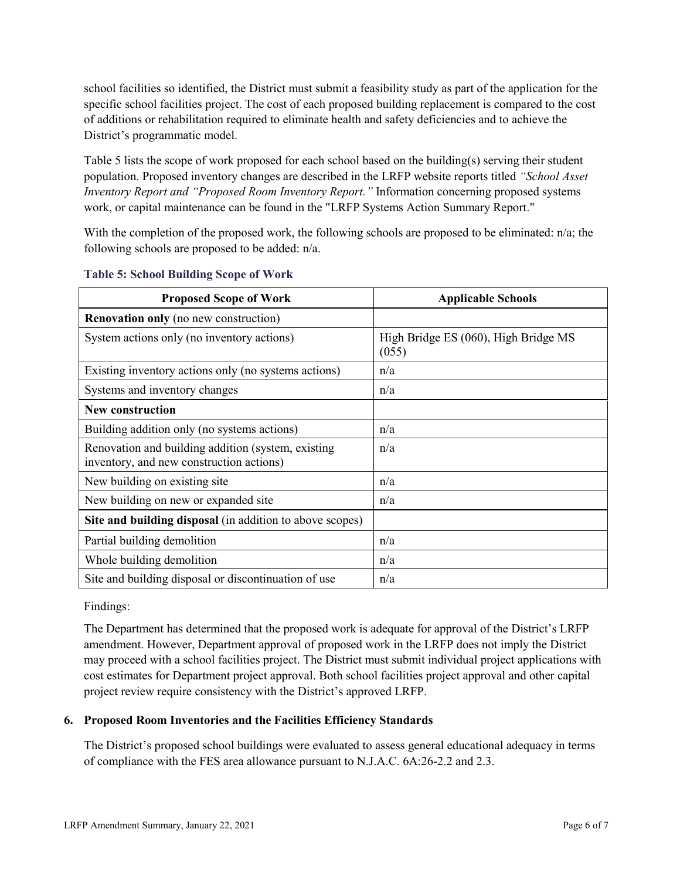school facilities so identified, the District must submit a feasibility study as part of the application for the specific school facilities project. The cost of each proposed building replacement is compared to the cost of additions or rehabilitation required to eliminate health and safety deficiencies and to achieve the District's programmatic model.

Table 5 lists the scope of work proposed for each school based on the building(s) serving their student population. Proposed inventory changes are described in the LRFP website reports titled *"School Asset Inventory Report and "Proposed Room Inventory Report."* Information concerning proposed systems work, or capital maintenance can be found in the "LRFP Systems Action Summary Report."

With the completion of the proposed work, the following schools are proposed to be eliminated: n/a; the following schools are proposed to be added: n/a.

**Table 5: School Building Scope of Work**

| Proposed Scope of Work | Applicable Schools |
|---|---|
| **Renovation only** (no new construction) | |
| System actions only (no inventory actions) | High Bridge ES (060), High Bridge MS (055) |
| Existing inventory actions only (no systems actions) | n/a |
| Systems and inventory changes | n/a |
| **New construction** | |
| Building addition only (no systems actions) | n/a |
| Renovation and building addition (system, existing inventory, and new construction actions) | n/a |
| New building on existing site | n/a |
| New building on new or expanded site | n/a |
| **Site and building disposal** (in addition to above scopes) | |
| Partial building demolition | n/a |
| Whole building demolition | n/a |
| Site and building disposal or discontinuation of use | n/a |

Findings:

The Department has determined that the proposed work is adequate for approval of the District's LRFP amendment. However, Department approval of proposed work in the LRFP does not imply the District may proceed with a school facilities project. The District must submit individual project applications with cost estimates for Department project approval. Both school facilities project approval and other capital project review require consistency with the District's approved LRFP.

### 6. Proposed Room Inventories and the Facilities Efficiency Standards

The District's proposed school buildings were evaluated to assess general educational adequacy in terms of compliance with the FES area allowance pursuant to N.J.A.C. 6A:26-2.2 and 2.3.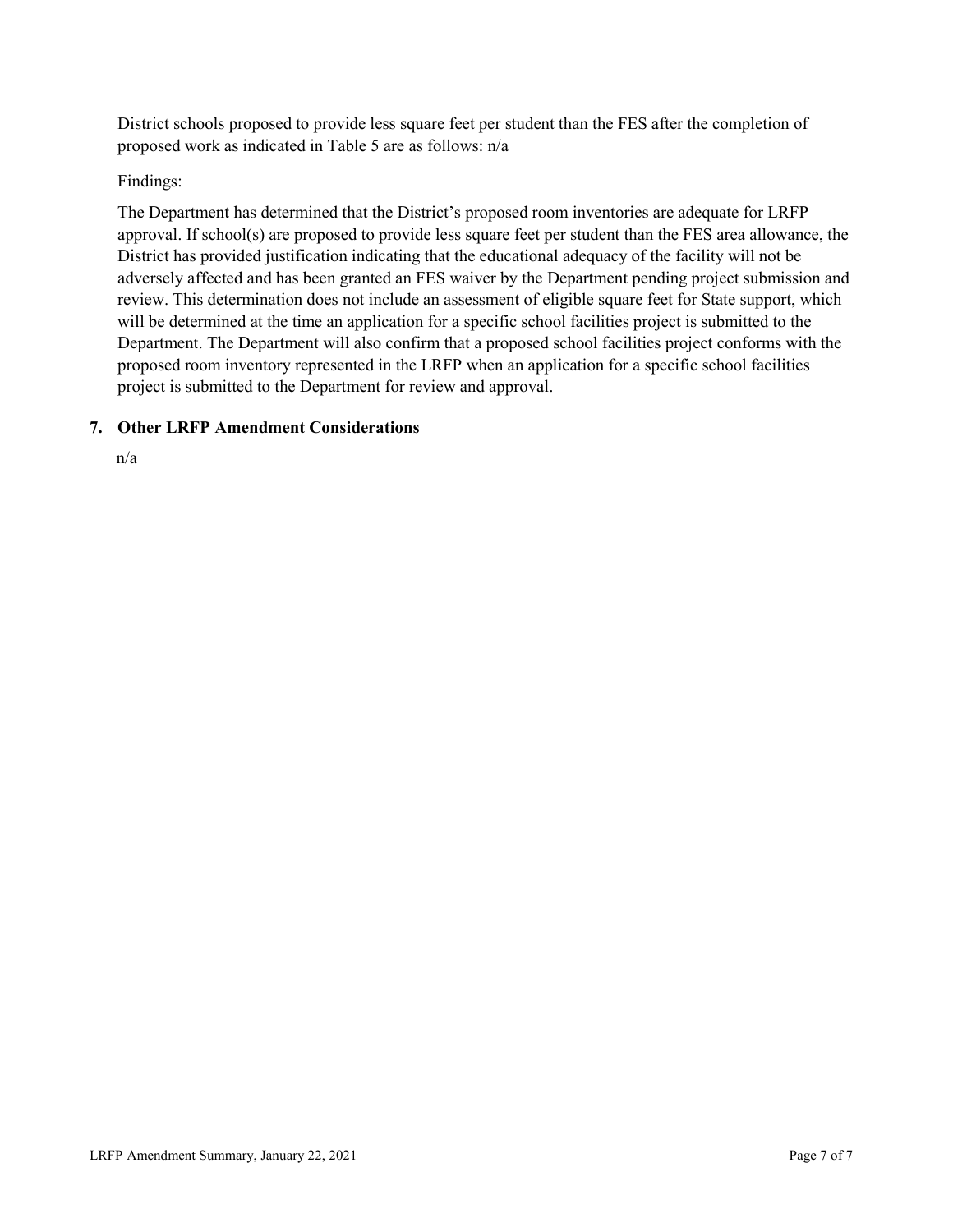District schools proposed to provide less square feet per student than the FES after the completion of proposed work as indicated in Table 5 are as follows: n/a

Findings:

The Department has determined that the District's proposed room inventories are adequate for LRFP approval. If school(s) are proposed to provide less square feet per student than the FES area allowance, the District has provided justification indicating that the educational adequacy of the facility will not be adversely affected and has been granted an FES waiver by the Department pending project submission and review. This determination does not include an assessment of eligible square feet for State support, which will be determined at the time an application for a specific school facilities project is submitted to the Department. The Department will also confirm that a proposed school facilities project conforms with the proposed room inventory represented in the LRFP when an application for a specific school facilities project is submitted to the Department for review and approval.

## 7. Other LRFP Amendment Considerations

n/a